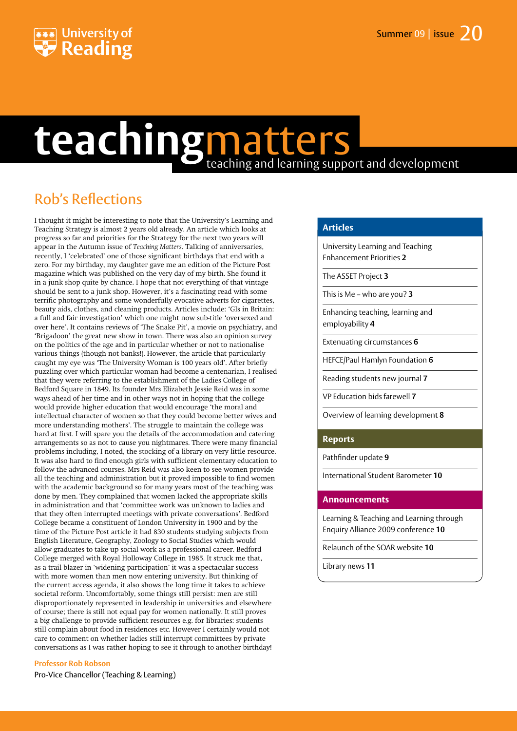University of Reading

Summer 09 | issue 20

# teachingmatters

teaching and learning support and development

## Rob's Reflections

I thought it might be interesting to note that the University's Learning and Teaching Strategy is almost 2 years old already. An article which looks at progress so far and priorities for the Strategy for the next two years will appear in the Autumn issue of *Teaching Matters*. Talking of anniversaries, recently, I 'celebrated' one of those significant birthdays that end with a zero. For my birthday, my daughter gave me an edition of the Picture Post magazine which was published on the very day of my birth. She found it in a junk shop quite by chance. I hope that not everything of that vintage should be sent to a junk shop. However, it's a fascinating read with some terrific photography and some wonderfully evocative adverts for cigarettes, beauty aids, clothes, and cleaning products. Articles include: 'GIs in Britain: a full and fair investigation' which one might now sub-title 'oversexed and over here'. It contains reviews of 'The Snake Pit', a movie on psychiatry, and 'Brigadoon' the great new show in town. There was also an opinion survey on the politics of the age and in particular whether or not to nationalise various things (though not banks!). However, the article that particularly caught my eye was 'The University Woman is 100 years old'. After briefly puzzling over which particular woman had become a centenarian, I realised that they were referring to the establishment of the Ladies College of Bedford Square in 1849. Its founder Mrs Elizabeth Jessie Reid was in some ways ahead of her time and in other ways not in hoping that the college would provide higher education that would encourage 'the moral and intellectual character of women so that they could become better wives and more understanding mothers'. The struggle to maintain the college was hard at first. I will spare you the details of the accommodation and catering arrangements so as not to cause you nightmares. There were many financial problems including, I noted, the stocking of a library on very little resource. It was also hard to find enough girls with sufficient elementary education to follow the advanced courses. Mrs Reid was also keen to see women provide all the teaching and administration but it proved impossible to find women with the academic background so for many years most of the teaching was done by men. They complained that women lacked the appropriate skills in administration and that 'committee work was unknown to ladies and that they often interrupted meetings with private conversations'. Bedford College became a constituent of London University in 1900 and by the time of the Picture Post article it had 830 students studying subjects from English Literature, Geography, Zoology to Social Studies which would allow graduates to take up social work as a professional career. Bedford College merged with Royal Holloway College in 1985. It struck me that, as a trail blazer in 'widening participation' it was a spectacular success with more women than men now entering university. But thinking of the current access agenda, it also shows the long time it takes to achieve societal reform. Uncomfortably, some things still persist: men are still disproportionately represented in leadership in universities and elsewhere of course; there is still not equal pay for women nationally. It still proves a big challenge to provide sufficient resources e.g. for libraries: students still complain about food in residences etc. However I certainly would not care to comment on whether ladies still interrupt committees by private conversations as I was rather hoping to see it through to another birthday!

**Professor Rob Robson**
Pro-Vice Chancellor (Teaching & Learning)

### Articles

- University Learning and Teaching Enhancement Priorities **2**
- The ASSET Project **3**
- This is Me – who are you? **3**
- Enhancing teaching, learning and employability **4**
- Extenuating circumstances **6**
- HEFCE/Paul Hamlyn Foundation **6**
- Reading students new journal **7**
- VP Education bids farewell **7**
- Overview of learning development **8**

### Reports

- Pathfinder update **9**
- International Student Barometer **10**

### Announcements

- Learning & Teaching and Learning through Enquiry Alliance 2009 conference **10**
- Relaunch of the SOAR website **10**
- Library news **11**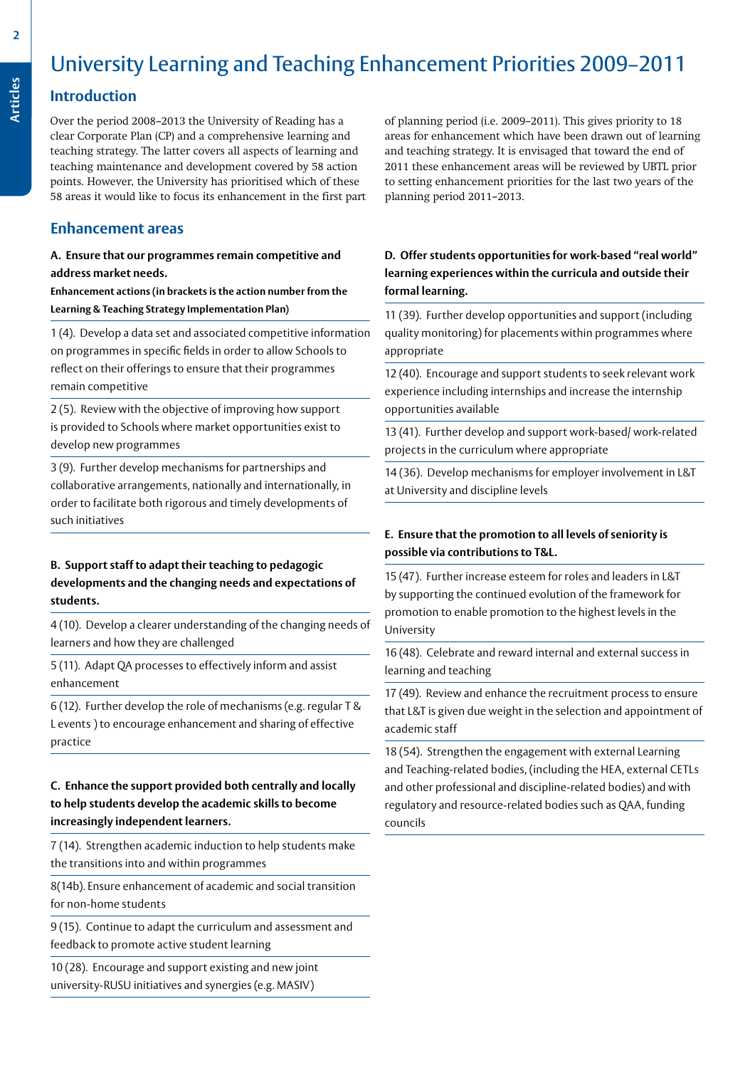# University Learning and Teaching Enhancement Priorities 2009–2011

## Introduction

Over the period 2008–2013 the University of Reading has a clear Corporate Plan (CP) and a comprehensive learning and teaching strategy. The latter covers all aspects of learning and teaching maintenance and development covered by 58 action points. However, the University has prioritised which of these 58 areas it would like to focus its enhancement in the first part of planning period (i.e. 2009–2011). This gives priority to 18 areas for enhancement which have been drawn out of learning and teaching strategy. It is envisaged that toward the end of 2011 these enhancement areas will be reviewed by UBTL prior to setting enhancement priorities for the last two years of the planning period 2011–2013.

## Enhancement areas

**A. Ensure that our programmes remain competitive and address market needs.**

**Enhancement actions (in brackets is the action number from the Learning & Teaching Strategy Implementation Plan)**

1 (4). Develop a data set and associated competitive information on programmes in specific fields in order to allow Schools to reflect on their offerings to ensure that their programmes remain competitive

2 (5). Review with the objective of improving how support is provided to Schools where market opportunities exist to develop new programmes

3 (9). Further develop mechanisms for partnerships and collaborative arrangements, nationally and internationally, in order to facilitate both rigorous and timely developments of such initiatives

**B. Support staff to adapt their teaching to pedagogic developments and the changing needs and expectations of students.**

4 (10). Develop a clearer understanding of the changing needs of learners and how they are challenged

5 (11). Adapt QA processes to effectively inform and assist enhancement

6 (12). Further develop the role of mechanisms (e.g. regular T & L events ) to encourage enhancement and sharing of effective practice

**C. Enhance the support provided both centrally and locally to help students develop the academic skills to become increasingly independent learners.**

7 (14). Strengthen academic induction to help students make the transitions into and within programmes

8(14b). Ensure enhancement of academic and social transition for non-home students

9 (15). Continue to adapt the curriculum and assessment and feedback to promote active student learning

10 (28). Encourage and support existing and new joint university-RUSU initiatives and synergies (e.g. MASIV)

**D. Offer students opportunities for work-based "real world" learning experiences within the curricula and outside their formal learning.**

11 (39). Further develop opportunities and support (including quality monitoring) for placements within programmes where appropriate

12 (40). Encourage and support students to seek relevant work experience including internships and increase the internship opportunities available

13 (41). Further develop and support work-based/ work-related projects in the curriculum where appropriate

14 (36). Develop mechanisms for employer involvement in L&T at University and discipline levels

**E. Ensure that the promotion to all levels of seniority is possible via contributions to T&L.**

15 (47). Further increase esteem for roles and leaders in L&T by supporting the continued evolution of the framework for promotion to enable promotion to the highest levels in the University

16 (48). Celebrate and reward internal and external success in learning and teaching

17 (49). Review and enhance the recruitment process to ensure that L&T is given due weight in the selection and appointment of academic staff

18 (54). Strengthen the engagement with external Learning and Teaching-related bodies, (including the HEA, external CETLs and other professional and discipline-related bodies) and with regulatory and resource-related bodies such as QAA, funding councils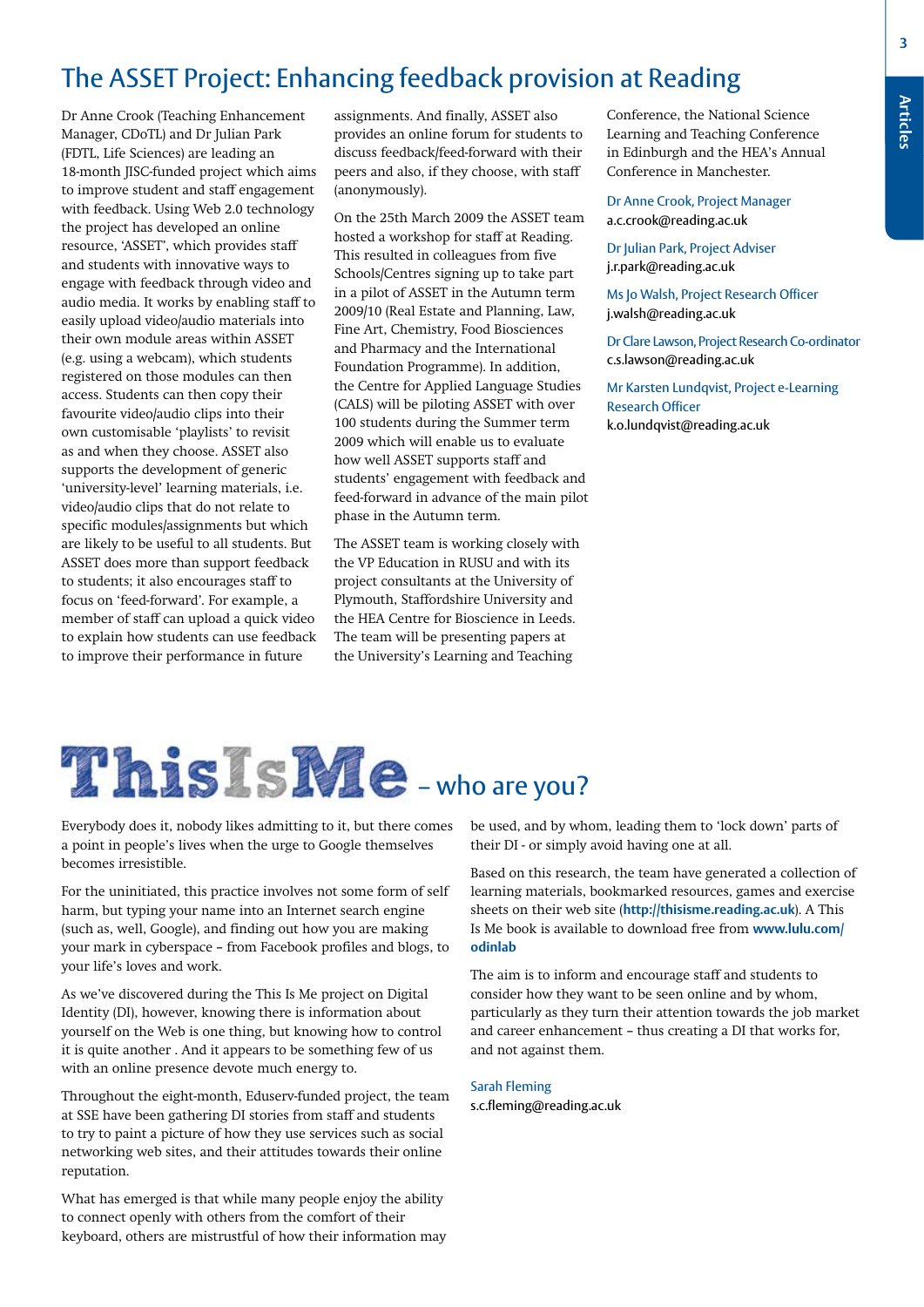## The ASSET Project: Enhancing feedback provision at Reading

Dr Anne Crook (Teaching Enhancement Manager, CDoTL) and Dr Julian Park (FDTL, Life Sciences) are leading an 18-month JISC-funded project which aims to improve student and staff engagement with feedback. Using Web 2.0 technology the project has developed an online resource, 'ASSET', which provides staff and students with innovative ways to engage with feedback through video and audio media. It works by enabling staff to easily upload video/audio materials into their own module areas within ASSET (e.g. using a webcam), which students registered on those modules can then access. Students can then copy their favourite video/audio clips into their own customisable 'playlists' to revisit as and when they choose. ASSET also supports the development of generic 'university-level' learning materials, i.e. video/audio clips that do not relate to specific modules/assignments but which are likely to be useful to all students. But ASSET does more than support feedback to students; it also encourages staff to focus on 'feed-forward'. For example, a member of staff can upload a quick video to explain how students can use feedback to improve their performance in future assignments. And finally, ASSET also provides an online forum for students to discuss feedback/feed-forward with their peers and also, if they choose, with staff (anonymously).

On the 25th March 2009 the ASSET team hosted a workshop for staff at Reading. This resulted in colleagues from five Schools/Centres signing up to take part in a pilot of ASSET in the Autumn term 2009/10 (Real Estate and Planning, Law, Fine Art, Chemistry, Food Biosciences and Pharmacy and the International Foundation Programme). In addition, the Centre for Applied Language Studies (CALS) will be piloting ASSET with over 100 students during the Summer term 2009 which will enable us to evaluate how well ASSET supports staff and students' engagement with feedback and feed-forward in advance of the main pilot phase in the Autumn term.

The ASSET team is working closely with the VP Education in RUSU and with its project consultants at the University of Plymouth, Staffordshire University and the HEA Centre for Bioscience in Leeds. The team will be presenting papers at the University's Learning and Teaching Conference, the National Science Learning and Teaching Conference in Edinburgh and the HEA's Annual Conference in Manchester.

Dr Anne Crook, Project Manager
a.c.crook@reading.ac.uk

Dr Julian Park, Project Adviser
j.r.park@reading.ac.uk

Ms Jo Walsh, Project Research Officer
j.walsh@reading.ac.uk

Dr Clare Lawson, Project Research Co-ordinator
c.s.lawson@reading.ac.uk

Mr Karsten Lundqvist, Project e-Learning Research Officer
k.o.lundqvist@reading.ac.uk

## ThisIsMe – who are you?

Everybody does it, nobody likes admitting to it, but there comes a point in people's lives when the urge to Google themselves becomes irresistible.

For the uninitiated, this practice involves not some form of self harm, but typing your name into an Internet search engine (such as, well, Google), and finding out how you are making your mark in cyberspace – from Facebook profiles and blogs, to your life's loves and work.

As we've discovered during the This Is Me project on Digital Identity (DI), however, knowing there is information about yourself on the Web is one thing, but knowing how to control it is quite another . And it appears to be something few of us with an online presence devote much energy to.

Throughout the eight-month, Eduserv-funded project, the team at SSE have been gathering DI stories from staff and students to try to paint a picture of how they use services such as social networking web sites, and their attitudes towards their online reputation.

What has emerged is that while many people enjoy the ability to connect openly with others from the comfort of their keyboard, others are mistrustful of how their information may be used, and by whom, leading them to 'lock down' parts of their DI - or simply avoid having one at all.

Based on this research, the team have generated a collection of learning materials, bookmarked resources, games and exercise sheets on their web site (**http://thisisme.reading.ac.uk**). A This Is Me book is available to download free from **www.lulu.com/odinlab**

The aim is to inform and encourage staff and students to consider how they want to be seen online and by whom, particularly as they turn their attention towards the job market and career enhancement – thus creating a DI that works for, and not against them.

Sarah Fleming
s.c.fleming@reading.ac.uk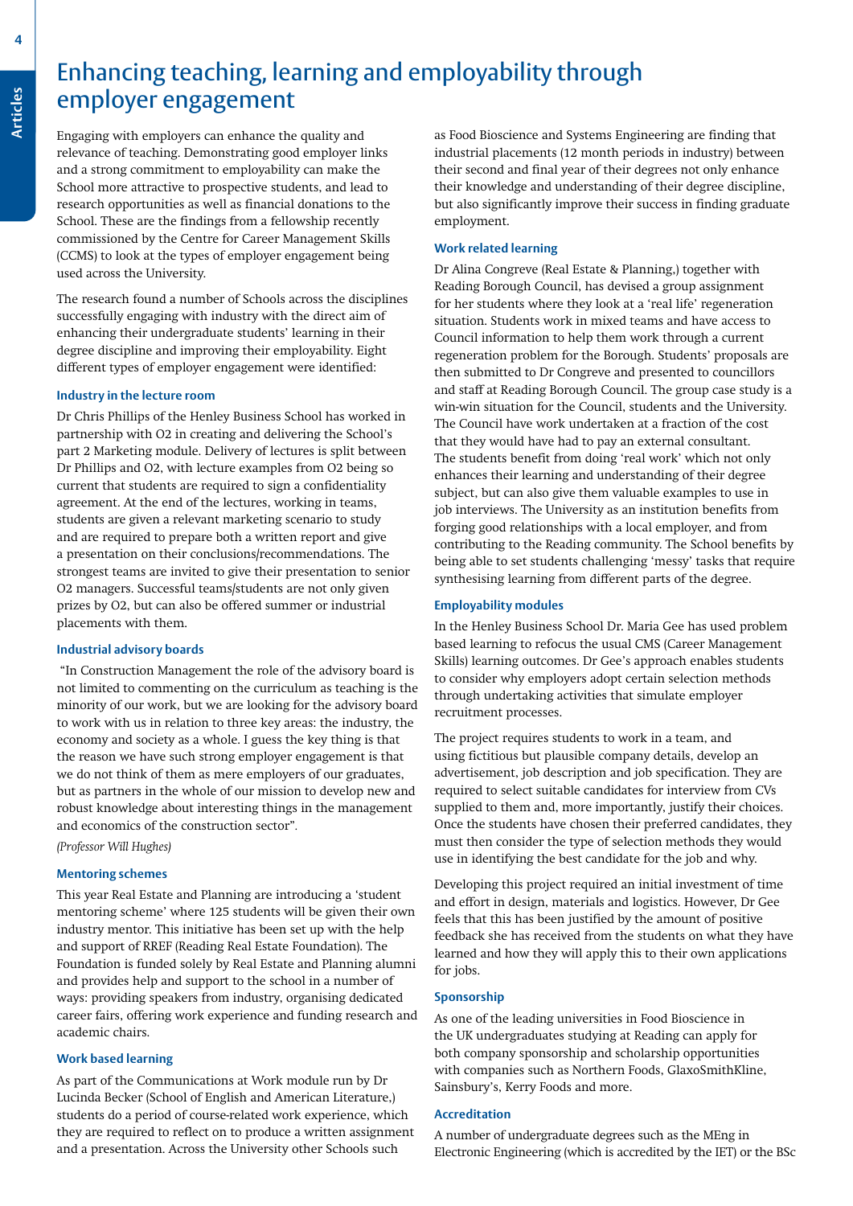# Enhancing teaching, learning and employability through employer engagement

Engaging with employers can enhance the quality and relevance of teaching. Demonstrating good employer links and a strong commitment to employability can make the School more attractive to prospective students, and lead to research opportunities as well as financial donations to the School. These are the findings from a fellowship recently commissioned by the Centre for Career Management Skills (CCMS) to look at the types of employer engagement being used across the University.

The research found a number of Schools across the disciplines successfully engaging with industry with the direct aim of enhancing their undergraduate students' learning in their degree discipline and improving their employability. Eight different types of employer engagement were identified:

### Industry in the lecture room

Dr Chris Phillips of the Henley Business School has worked in partnership with O2 in creating and delivering the School's part 2 Marketing module. Delivery of lectures is split between Dr Phillips and O2, with lecture examples from O2 being so current that students are required to sign a confidentiality agreement. At the end of the lectures, working in teams, students are given a relevant marketing scenario to study and are required to prepare both a written report and give a presentation on their conclusions/recommendations. The strongest teams are invited to give their presentation to senior O2 managers. Successful teams/students are not only given prizes by O2, but can also be offered summer or industrial placements with them.

### Industrial advisory boards

"In Construction Management the role of the advisory board is not limited to commenting on the curriculum as teaching is the minority of our work, but we are looking for the advisory board to work with us in relation to three key areas: the industry, the economy and society as a whole. I guess the key thing is that the reason we have such strong employer engagement is that we do not think of them as mere employers of our graduates, but as partners in the whole of our mission to develop new and robust knowledge about interesting things in the management and economics of the construction sector".

*(Professor Will Hughes)*

### Mentoring schemes

This year Real Estate and Planning are introducing a 'student mentoring scheme' where 125 students will be given their own industry mentor. This initiative has been set up with the help and support of RREF (Reading Real Estate Foundation). The Foundation is funded solely by Real Estate and Planning alumni and provides help and support to the school in a number of ways: providing speakers from industry, organising dedicated career fairs, offering work experience and funding research and academic chairs.

### Work based learning

As part of the Communications at Work module run by Dr Lucinda Becker (School of English and American Literature,) students do a period of course-related work experience, which they are required to reflect on to produce a written assignment and a presentation. Across the University other Schools such as Food Bioscience and Systems Engineering are finding that industrial placements (12 month periods in industry) between their second and final year of their degrees not only enhance their knowledge and understanding of their degree discipline, but also significantly improve their success in finding graduate employment.

### Work related learning

Dr Alina Congreve (Real Estate & Planning,) together with Reading Borough Council, has devised a group assignment for her students where they look at a 'real life' regeneration situation. Students work in mixed teams and have access to Council information to help them work through a current regeneration problem for the Borough. Students' proposals are then submitted to Dr Congreve and presented to councillors and staff at Reading Borough Council. The group case study is a win-win situation for the Council, students and the University. The Council have work undertaken at a fraction of the cost that they would have had to pay an external consultant. The students benefit from doing 'real work' which not only enhances their learning and understanding of their degree subject, but can also give them valuable examples to use in job interviews. The University as an institution benefits from forging good relationships with a local employer, and from contributing to the Reading community. The School benefits by being able to set students challenging 'messy' tasks that require synthesising learning from different parts of the degree.

### Employability modules

In the Henley Business School Dr. Maria Gee has used problem based learning to refocus the usual CMS (Career Management Skills) learning outcomes. Dr Gee's approach enables students to consider why employers adopt certain selection methods through undertaking activities that simulate employer recruitment processes.

The project requires students to work in a team, and using fictitious but plausible company details, develop an advertisement, job description and job specification. They are required to select suitable candidates for interview from CVs supplied to them and, more importantly, justify their choices. Once the students have chosen their preferred candidates, they must then consider the type of selection methods they would use in identifying the best candidate for the job and why.

Developing this project required an initial investment of time and effort in design, materials and logistics. However, Dr Gee feels that this has been justified by the amount of positive feedback she has received from the students on what they have learned and how they will apply this to their own applications for jobs.

### Sponsorship

As one of the leading universities in Food Bioscience in the UK undergraduates studying at Reading can apply for both company sponsorship and scholarship opportunities with companies such as Northern Foods, GlaxoSmithKline, Sainsbury's, Kerry Foods and more.

### Accreditation

A number of undergraduate degrees such as the MEng in Electronic Engineering (which is accredited by the IET) or the BSc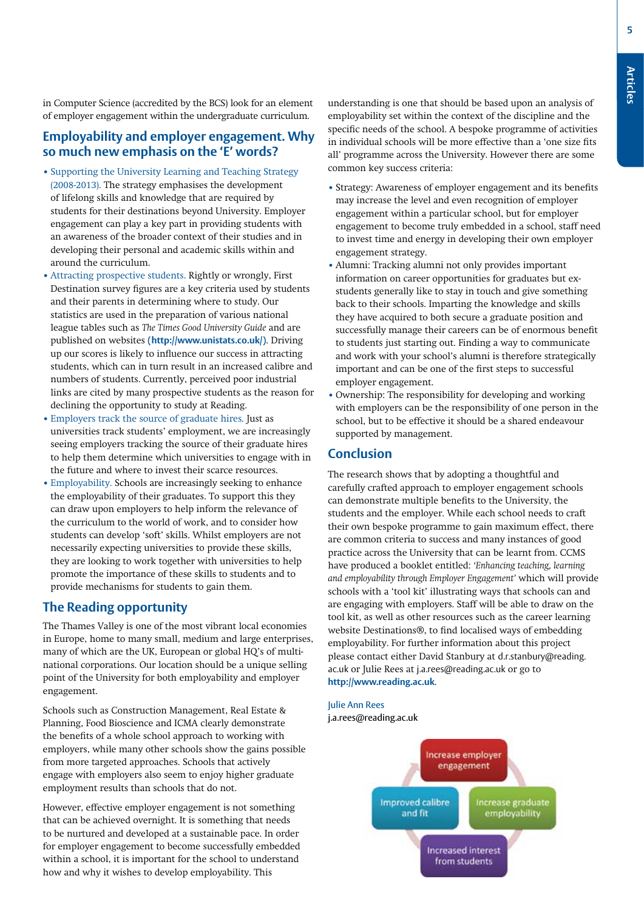in Computer Science (accredited by the BCS) look for an element of employer engagement within the undergraduate curriculum.

## Employability and employer engagement. Why so much new emphasis on the 'E' words?

- Supporting the University Learning and Teaching Strategy (2008-2013). The strategy emphasises the development of lifelong skills and knowledge that are required by students for their destinations beyond University. Employer engagement can play a key part in providing students with an awareness of the broader context of their studies and in developing their personal and academic skills within and around the curriculum.
- Attracting prospective students. Rightly or wrongly, First Destination survey figures are a key criteria used by students and their parents in determining where to study. Our statistics are used in the preparation of various national league tables such as *The Times Good University Guide* and are published on websites **(http://www.unistats.co.uk/)**. Driving up our scores is likely to influence our success in attracting students, which can in turn result in an increased calibre and numbers of students. Currently, perceived poor industrial links are cited by many prospective students as the reason for declining the opportunity to study at Reading.
- Employers track the source of graduate hires. Just as universities track students' employment, we are increasingly seeing employers tracking the source of their graduate hires to help them determine which universities to engage with in the future and where to invest their scarce resources.
- Employability. Schools are increasingly seeking to enhance the employability of their graduates. To support this they can draw upon employers to help inform the relevance of the curriculum to the world of work, and to consider how students can develop 'soft' skills. Whilst employers are not necessarily expecting universities to provide these skills, they are looking to work together with universities to help promote the importance of these skills to students and to provide mechanisms for students to gain them.

## The Reading opportunity

The Thames Valley is one of the most vibrant local economies in Europe, home to many small, medium and large enterprises, many of which are the UK, European or global HQ's of multi-national corporations. Our location should be a unique selling point of the University for both employability and employer engagement.

Schools such as Construction Management, Real Estate & Planning, Food Bioscience and ICMA clearly demonstrate the benefits of a whole school approach to working with employers, while many other schools show the gains possible from more targeted approaches. Schools that actively engage with employers also seem to enjoy higher graduate employment results than schools that do not.

However, effective employer engagement is not something that can be achieved overnight. It is something that needs to be nurtured and developed at a sustainable pace. In order for employer engagement to become successfully embedded within a school, it is important for the school to understand how and why it wishes to develop employability. This understanding is one that should be based upon an analysis of employability set within the context of the discipline and the specific needs of the school. A bespoke programme of activities in individual schools will be more effective than a 'one size fits all' programme across the University. However there are some common key success criteria:

- Strategy: Awareness of employer engagement and its benefits may increase the level and even recognition of employer engagement within a particular school, but for employer engagement to become truly embedded in a school, staff need to invest time and energy in developing their own employer engagement strategy.
- Alumni: Tracking alumni not only provides important information on career opportunities for graduates but ex-students generally like to stay in touch and give something back to their schools. Imparting the knowledge and skills they have acquired to both secure a graduate position and successfully manage their careers can be of enormous benefit to students just starting out. Finding a way to communicate and work with your school's alumni is therefore strategically important and can be one of the first steps to successful employer engagement.
- Ownership: The responsibility for developing and working with employers can be the responsibility of one person in the school, but to be effective it should be a shared endeavour supported by management.

## Conclusion

The research shows that by adopting a thoughtful and carefully crafted approach to employer engagement schools can demonstrate multiple benefits to the University, the students and the employer. While each school needs to craft their own bespoke programme to gain maximum effect, there are common criteria to success and many instances of good practice across the University that can be learnt from. CCMS have produced a booklet entitled: *'Enhancing teaching, learning and employability through Employer Engagement'* which will provide schools with a 'tool kit' illustrating ways that schools can and are engaging with employers. Staff will be able to draw on the tool kit, as well as other resources such as the career learning website Destinations®, to find localised ways of embedding employability. For further information about this project please contact either David Stanbury at d.r.stanbury@reading.ac.uk or Julie Rees at j.a.rees@reading.ac.uk or go to **http://www.reading.ac.uk**.

Julie Ann Rees
j.a.rees@reading.ac.uk

Increase employer engagement → Increase graduate employability → Increased interest from students → Improved calibre and fit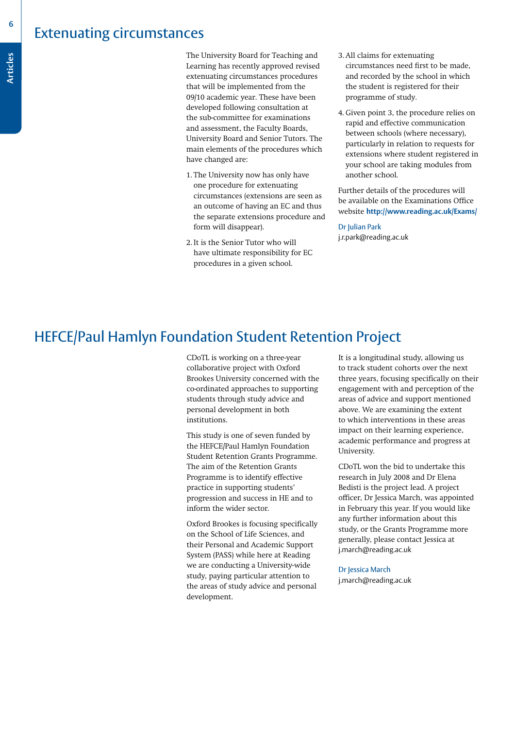# Extenuating circumstances

The University Board for Teaching and Learning has recently approved revised extenuating circumstances procedures that will be implemented from the 09/10 academic year. These have been developed following consultation at the sub-committee for examinations and assessment, the Faculty Boards, University Board and Senior Tutors. The main elements of the procedures which have changed are:

1. The University now has only have one procedure for extenuating circumstances (extensions are seen as an outcome of having an EC and thus the separate extensions procedure and form will disappear).
2. It is the Senior Tutor who will have ultimate responsibility for EC procedures in a given school.
3. All claims for extenuating circumstances need first to be made, and recorded by the school in which the student is registered for their programme of study.
4. Given point 3, the procedure relies on rapid and effective communication between schools (where necessary), particularly in relation to requests for extensions where student registered in your school are taking modules from another school.

Further details of the procedures will be available on the Examinations Office website **http://www.reading.ac.uk/Exams/**

Dr Julian Park
j.r.park@reading.ac.uk

# HEFCE/Paul Hamlyn Foundation Student Retention Project

CDoTL is working on a three-year collaborative project with Oxford Brookes University concerned with the co-ordinated approaches to supporting students through study advice and personal development in both institutions.

This study is one of seven funded by the HEFCE/Paul Hamlyn Foundation Student Retention Grants Programme. The aim of the Retention Grants Programme is to identify effective practice in supporting students' progression and success in HE and to inform the wider sector.

Oxford Brookes is focusing specifically on the School of Life Sciences, and their Personal and Academic Support System (PASS) while here at Reading we are conducting a University-wide study, paying particular attention to the areas of study advice and personal development.

It is a longitudinal study, allowing us to track student cohorts over the next three years, focusing specifically on their engagement with and perception of the areas of advice and support mentioned above. We are examining the extent to which interventions in these areas impact on their learning experience, academic performance and progress at University.

CDoTL won the bid to undertake this research in July 2008 and Dr Elena Bedisti is the project lead. A project officer, Dr Jessica March, was appointed in February this year. If you would like any further information about this study, or the Grants Programme more generally, please contact Jessica at j.march@reading.ac.uk

Dr Jessica March
j.march@reading.ac.uk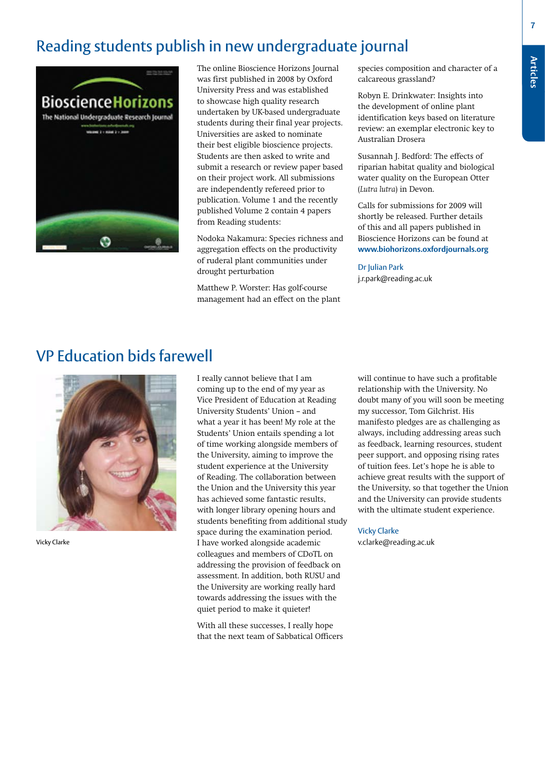# Reading students publish in new undergraduate journal

The online Bioscience Horizons Journal was first published in 2008 by Oxford University Press and was established to showcase high quality research undertaken by UK-based undergraduate students during their final year projects. Universities are asked to nominate their best eligible bioscience projects. Students are then asked to write and submit a research or review paper based on their project work. All submissions are independently refereed prior to publication. Volume 1 and the recently published Volume 2 contain 4 papers from Reading students:

Nodoka Nakamura: Species richness and aggregation effects on the productivity of ruderal plant communities under drought perturbation

Matthew P. Worster: Has golf-course management had an effect on the plant species composition and character of a calcareous grassland?

Robyn E. Drinkwater: Insights into the development of online plant identification keys based on literature review: an exemplar electronic key to Australian Drosera

Susannah J. Bedford: The effects of riparian habitat quality and biological water quality on the European Otter (*Lutra lutra*) in Devon.

Calls for submissions for 2009 will shortly be released. Further details of this and all papers published in Bioscience Horizons can be found at **www.biohorizons.oxfordjournals.org**

Dr Julian Park
j.r.park@reading.ac.uk

# VP Education bids farewell

Vicky Clarke

I really cannot believe that I am coming up to the end of my year as Vice President of Education at Reading University Students' Union – and what a year it has been! My role at the Students' Union entails spending a lot of time working alongside members of the University, aiming to improve the student experience at the University of Reading. The collaboration between the Union and the University this year has achieved some fantastic results, with longer library opening hours and students benefiting from additional study space during the examination period. I have worked alongside academic colleagues and members of CDoTL on addressing the provision of feedback on assessment. In addition, both RUSU and the University are working really hard towards addressing the issues with the quiet period to make it quieter!

With all these successes, I really hope that the next team of Sabbatical Officers will continue to have such a profitable relationship with the University. No doubt many of you will soon be meeting my successor, Tom Gilchrist. His manifesto pledges are as challenging as always, including addressing areas such as feedback, learning resources, student peer support, and opposing rising rates of tuition fees. Let's hope he is able to achieve great results with the support of the University, so that together the Union and the University can provide students with the ultimate student experience.

Vicky Clarke
v.clarke@reading.ac.uk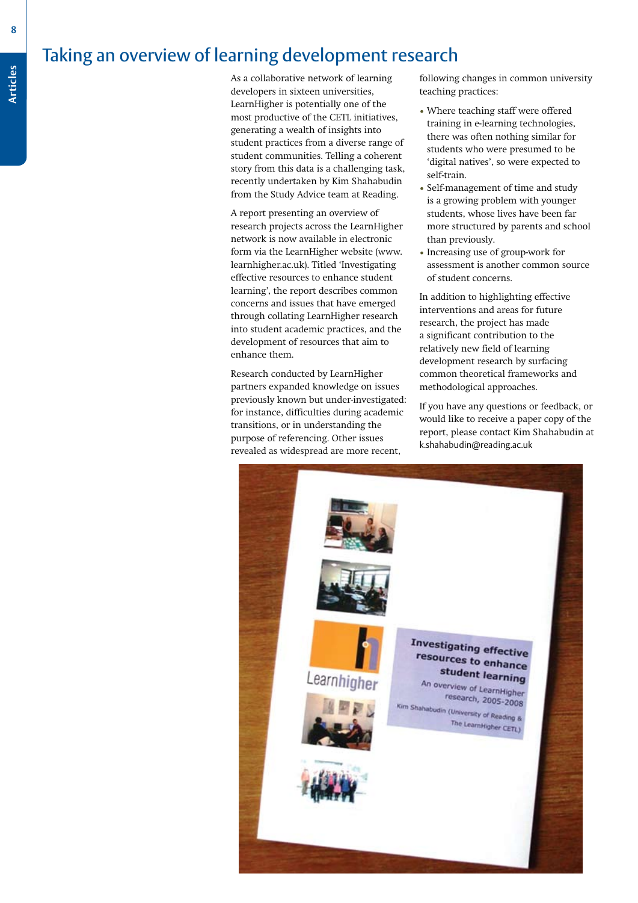# Taking an overview of learning development research

As a collaborative network of learning developers in sixteen universities, LearnHigher is potentially one of the most productive of the CETL initiatives, generating a wealth of insights into student practices from a diverse range of student communities. Telling a coherent story from this data is a challenging task, recently undertaken by Kim Shahabudin from the Study Advice team at Reading.

A report presenting an overview of research projects across the LearnHigher network is now available in electronic form via the LearnHigher website (www.learnhigher.ac.uk). Titled 'Investigating effective resources to enhance student learning', the report describes common concerns and issues that have emerged through collating LearnHigher research into student academic practices, and the development of resources that aim to enhance them.

Research conducted by LearnHigher partners expanded knowledge on issues previously known but under-investigated: for instance, difficulties during academic transitions, or in understanding the purpose of referencing. Other issues revealed as widespread are more recent, following changes in common university teaching practices:

- Where teaching staff were offered training in e-learning technologies, there was often nothing similar for students who were presumed to be 'digital natives', so were expected to self-train.
- Self-management of time and study is a growing problem with younger students, whose lives have been far more structured by parents and school than previously.
- Increasing use of group-work for assessment is another common source of student concerns.

In addition to highlighting effective interventions and areas for future research, the project has made a significant contribution to the relatively new field of learning development research by surfacing common theoretical frameworks and methodological approaches.

If you have any questions or feedback, or would like to receive a paper copy of the report, please contact Kim Shahabudin at k.shahabudin@reading.ac.uk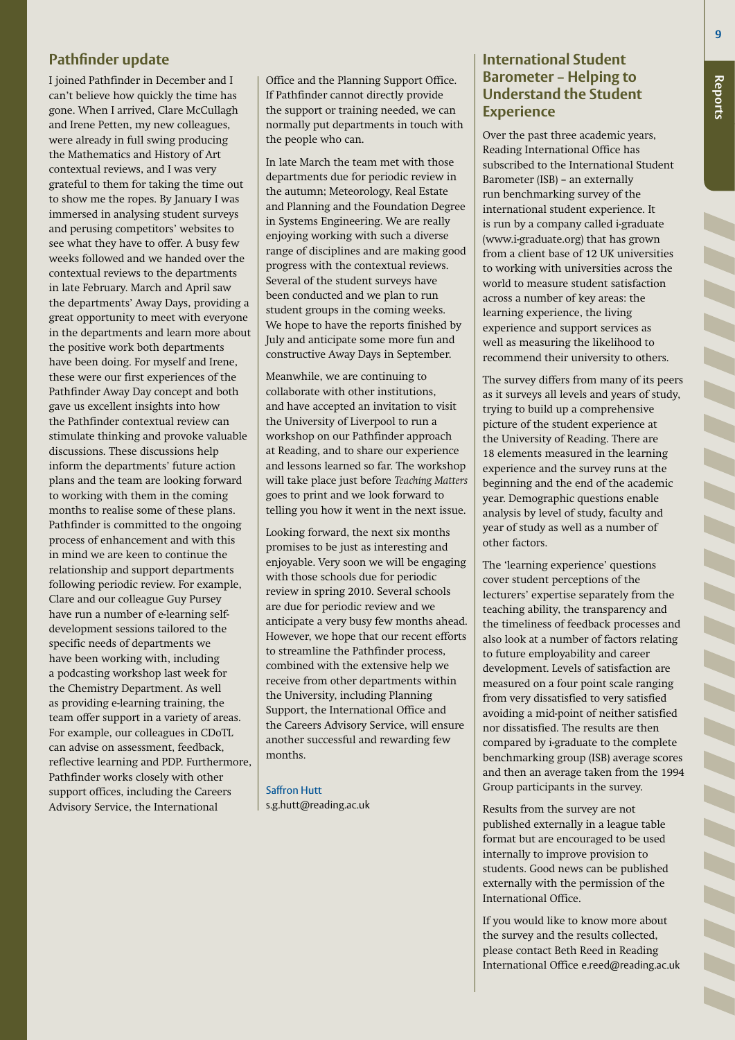## Pathfinder update

I joined Pathfinder in December and I can't believe how quickly the time has gone. When I arrived, Clare McCullagh and Irene Petten, my new colleagues, were already in full swing producing the Mathematics and History of Art contextual reviews, and I was very grateful to them for taking the time out to show me the ropes. By January I was immersed in analysing student surveys and perusing competitors' websites to see what they have to offer. A busy few weeks followed and we handed over the contextual reviews to the departments in late February. March and April saw the departments' Away Days, providing a great opportunity to meet with everyone in the departments and learn more about the positive work both departments have been doing. For myself and Irene, these were our first experiences of the Pathfinder Away Day concept and both gave us excellent insights into how the Pathfinder contextual review can stimulate thinking and provoke valuable discussions. These discussions help inform the departments' future action plans and the team are looking forward to working with them in the coming months to realise some of these plans. Pathfinder is committed to the ongoing process of enhancement and with this in mind we are keen to continue the relationship and support departments following periodic review. For example, Clare and our colleague Guy Pursey have run a number of e-learning self-development sessions tailored to the specific needs of departments we have been working with, including a podcasting workshop last week for the Chemistry Department. As well as providing e-learning training, the team offer support in a variety of areas. For example, our colleagues in CDoTL can advise on assessment, feedback, reflective learning and PDP. Furthermore, Pathfinder works closely with other support offices, including the Careers Advisory Service, the International Office and the Planning Support Office. If Pathfinder cannot directly provide the support or training needed, we can normally put departments in touch with the people who can.

In late March the team met with those departments due for periodic review in the autumn; Meteorology, Real Estate and Planning and the Foundation Degree in Systems Engineering. We are really enjoying working with such a diverse range of disciplines and are making good progress with the contextual reviews. Several of the student surveys have been conducted and we plan to run student groups in the coming weeks. We hope to have the reports finished by July and anticipate some more fun and constructive Away Days in September.

Meanwhile, we are continuing to collaborate with other institutions, and have accepted an invitation to visit the University of Liverpool to run a workshop on our Pathfinder approach at Reading, and to share our experience and lessons learned so far. The workshop will take place just before *Teaching Matters* goes to print and we look forward to telling you how it went in the next issue.

Looking forward, the next six months promises to be just as interesting and enjoyable. Very soon we will be engaging with those schools due for periodic review in spring 2010. Several schools are due for periodic review and we anticipate a very busy few months ahead. However, we hope that our recent efforts to streamline the Pathfinder process, combined with the extensive help we receive from other departments within the University, including Planning Support, the International Office and the Careers Advisory Service, will ensure another successful and rewarding few months.

Saffron Hutt
s.g.hutt@reading.ac.uk

## International Student Barometer – Helping to Understand the Student Experience

Over the past three academic years, Reading International Office has subscribed to the International Student Barometer (ISB) – an externally run benchmarking survey of the international student experience. It is run by a company called i-graduate (www.i-graduate.org) that has grown from a client base of 12 UK universities to working with universities across the world to measure student satisfaction across a number of key areas: the learning experience, the living experience and support services as well as measuring the likelihood to recommend their university to others.

The survey differs from many of its peers as it surveys all levels and years of study, trying to build up a comprehensive picture of the student experience at the University of Reading. There are 18 elements measured in the learning experience and the survey runs at the beginning and the end of the academic year. Demographic questions enable analysis by level of study, faculty and year of study as well as a number of other factors.

The 'learning experience' questions cover student perceptions of the lecturers' expertise separately from the teaching ability, the transparency and the timeliness of feedback processes and also look at a number of factors relating to future employability and career development. Levels of satisfaction are measured on a four point scale ranging from very dissatisfied to very satisfied avoiding a mid-point of neither satisfied nor dissatisfied. The results are then compared by i-graduate to the complete benchmarking group (ISB) average scores and then an average taken from the 1994 Group participants in the survey.

Results from the survey are not published externally in a league table format but are encouraged to be used internally to improve provision to students. Good news can be published externally with the permission of the International Office.

If you would like to know more about the survey and the results collected, please contact Beth Reed in Reading International Office e.reed@reading.ac.uk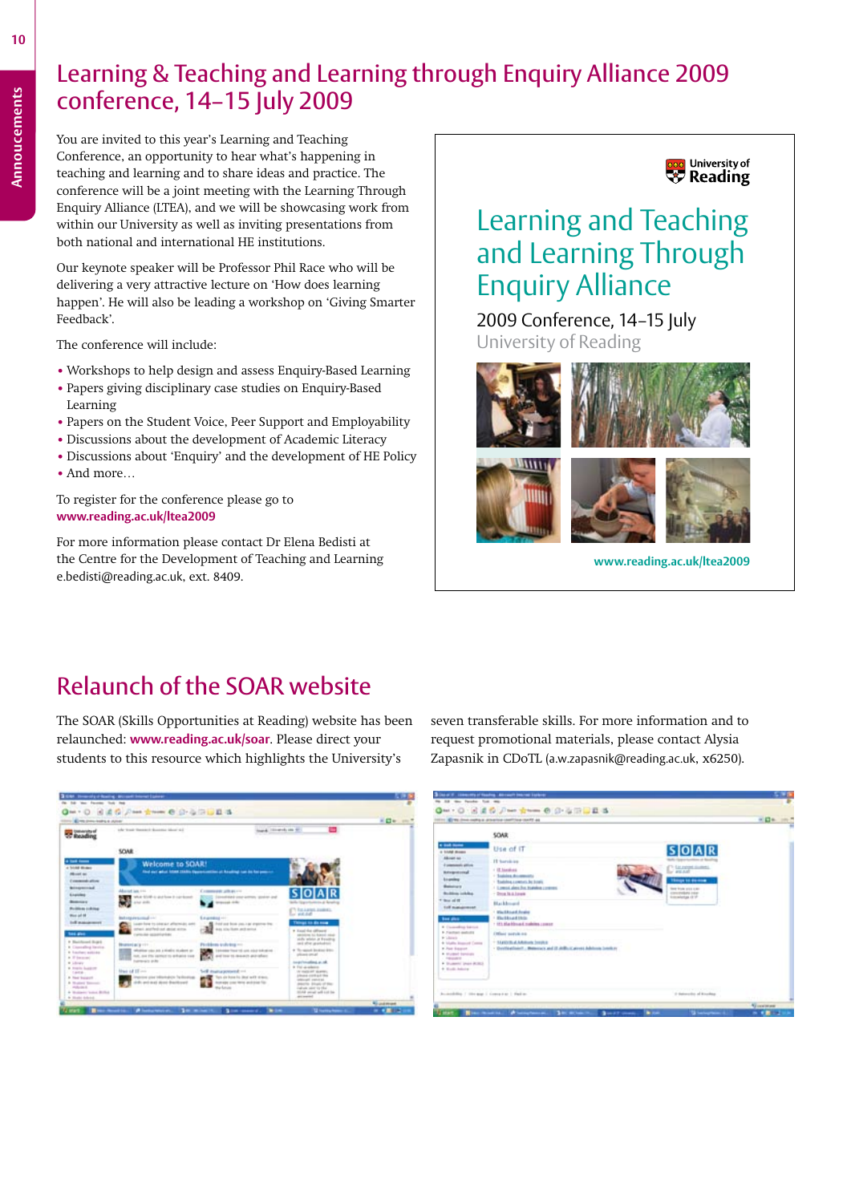# Learning & Teaching and Learning through Enquiry Alliance 2009 conference, 14–15 July 2009

You are invited to this year's Learning and Teaching Conference, an opportunity to hear what's happening in teaching and learning and to share ideas and practice. The conference will be a joint meeting with the Learning Through Enquiry Alliance (LTEA), and we will be showcasing work from within our University as well as inviting presentations from both national and international HE institutions.

Our keynote speaker will be Professor Phil Race who will be delivering a very attractive lecture on 'How does learning happen'. He will also be leading a workshop on 'Giving Smarter Feedback'.

The conference will include:

- Workshops to help design and assess Enquiry-Based Learning
- Papers giving disciplinary case studies on Enquiry-Based Learning
- Papers on the Student Voice, Peer Support and Employability
- Discussions about the development of Academic Literacy
- Discussions about 'Enquiry' and the development of HE Policy
- And more…

To register for the conference please go to **www.reading.ac.uk/ltea2009**

For more information please contact Dr Elena Bedisti at the Centre for the Development of Teaching and Learning e.bedisti@reading.ac.uk, ext. 8409.

University of Reading

## Learning and Teaching and Learning Through Enquiry Alliance

2009 Conference, 14–15 July

University of Reading

**www.reading.ac.uk/ltea2009**

# Relaunch of the SOAR website

The SOAR (Skills Opportunities at Reading) website has been relaunched: **www.reading.ac.uk/soar**. Please direct your students to this resource which highlights the University's seven transferable skills. For more information and to request promotional materials, please contact Alysia Zapasnik in CDoTL (a.w.zapasnik@reading.ac.uk, x6250).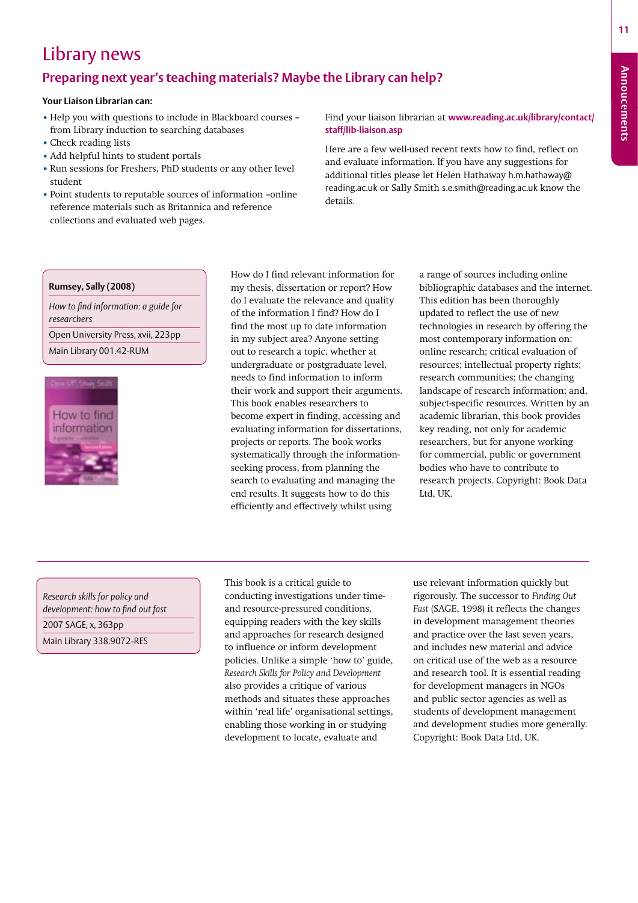# Library news

## Preparing next year's teaching materials? Maybe the Library can help?

**Your Liaison Librarian can:**

- Help you with questions to include in Blackboard courses – from Library induction to searching databases
- Check reading lists
- Add helpful hints to student portals
- Run sessions for Freshers, PhD students or any other level student
- Point students to reputable sources of information –online reference materials such as Britannica and reference collections and evaluated web pages.

Find your liaison librarian at **www.reading.ac.uk/library/contact/staff/lib-liaison.asp**

Here are a few well-used recent texts how to find, reflect on and evaluate information. If you have any suggestions for additional titles please let Helen Hathaway h.m.hathaway@reading.ac.uk or Sally Smith s.e.smith@reading.ac.uk know the details.

**Rumsey, Sally (2008)**

*How to find information: a guide for researchers*

Open University Press, xvii, 223pp

Main Library 001.42-RUM

How do I find relevant information for my thesis, dissertation or report? How do I evaluate the relevance and quality of the information I find? How do I find the most up to date information in my subject area? Anyone setting out to research a topic, whether at undergraduate or postgraduate level, needs to find information to inform their work and support their arguments. This book enables researchers to become expert in finding, accessing and evaluating information for dissertations, projects or reports. The book works systematically through the information-seeking process, from planning the search to evaluating and managing the end results. It suggests how to do this efficiently and effectively whilst using a range of sources including online bibliographic databases and the internet. This edition has been thoroughly updated to reflect the use of new technologies in research by offering the most contemporary information on: online research; critical evaluation of resources; intellectual property rights; research communities; the changing landscape of research information; and, subject-specific resources. Written by an academic librarian, this book provides key reading, not only for academic researchers, but for anyone working for commercial, public or government bodies who have to contribute to research projects. Copyright: Book Data Ltd, UK.

---

*Research skills for policy and development: how to find out fast*

2007 SAGE, x, 363pp

Main Library 338.9072-RES

This book is a critical guide to conducting investigations under time- and resource-pressured conditions, equipping readers with the key skills and approaches for research designed to influence or inform development policies. Unlike a simple 'how to' guide, *Research Skills for Policy and Development* also provides a critique of various methods and situates these approaches within 'real life' organisational settings, enabling those working in or studying development to locate, evaluate and use relevant information quickly but rigorously. The successor to *Finding Out Fast* (SAGE, 1998) it reflects the changes in development management theories and practice over the last seven years, and includes new material and advice on critical use of the web as a resource and research tool. It is essential reading for development managers in NGOs and public sector agencies as well as students of development management and development studies more generally. Copyright: Book Data Ltd, UK.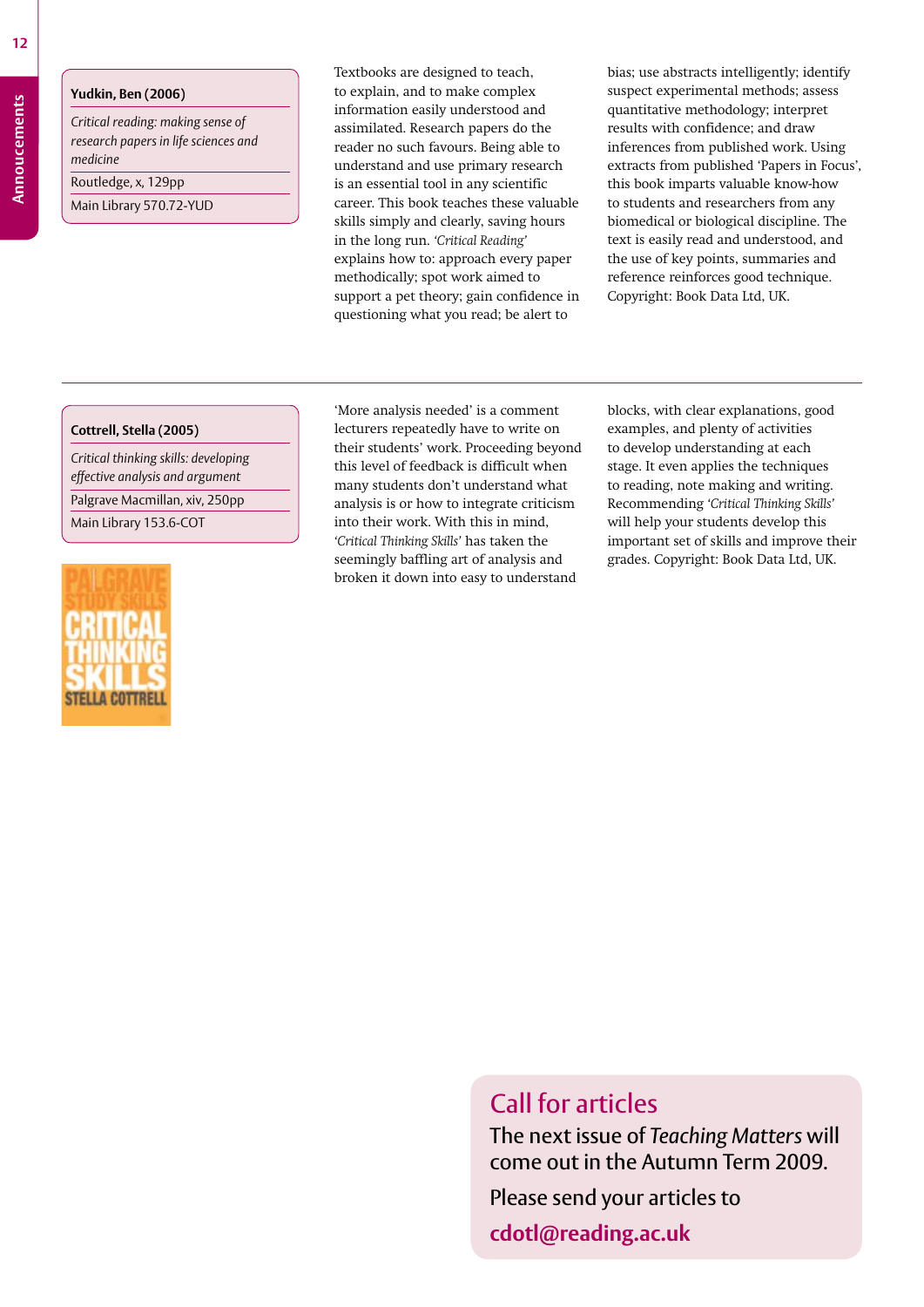**Yudkin, Ben (2006)**

*Critical reading: making sense of research papers in life sciences and medicine*

Routledge, x, 129pp

Main Library 570.72-YUD

Textbooks are designed to teach, to explain, and to make complex information easily understood and assimilated. Research papers do the reader no such favours. Being able to understand and use primary research is an essential tool in any scientific career. This book teaches these valuable skills simply and clearly, saving hours in the long run. *'Critical Reading'* explains how to: approach every paper methodically; spot work aimed to support a pet theory; gain confidence in questioning what you read; be alert to bias; use abstracts intelligently; identify suspect experimental methods; assess quantitative methodology; interpret results with confidence; and draw inferences from published work. Using extracts from published 'Papers in Focus', this book imparts valuable know-how to students and researchers from any biomedical or biological discipline. The text is easily read and understood, and the use of key points, summaries and reference reinforces good technique. Copyright: Book Data Ltd, UK.

---

**Cottrell, Stella (2005)**

*Critical thinking skills: developing effective analysis and argument*

Palgrave Macmillan, xiv, 250pp

Main Library 153.6-COT

'More analysis needed' is a comment lecturers repeatedly have to write on their students' work. Proceeding beyond this level of feedback is difficult when many students don't understand what analysis is or how to integrate criticism into their work. With this in mind, *'Critical Thinking Skills'* has taken the seemingly baffling art of analysis and broken it down into easy to understand blocks, with clear explanations, good examples, and plenty of activities to develop understanding at each stage. It even applies the techniques to reading, note making and writing. Recommending *'Critical Thinking Skills'* will help your students develop this important set of skills and improve their grades. Copyright: Book Data Ltd, UK.

## Call for articles

The next issue of *Teaching Matters* will come out in the Autumn Term 2009.

Please send your articles to

**cdotl@reading.ac.uk**